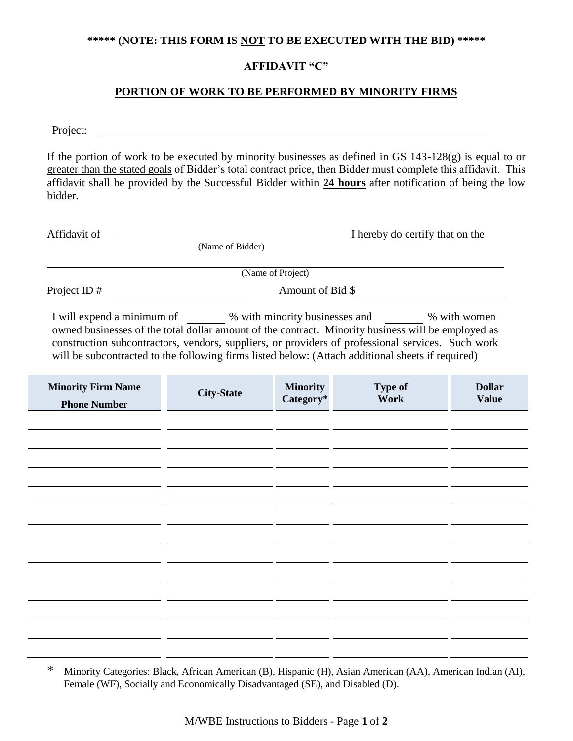**\*\*\*\*\* (NOTE: THIS FORM IS <u>NOT</u> TO BE EXECUTED WITH THE BID) \*\*\*\*\***

**AFFIDAVIT "C"**

**<u>PORTION OF WORK TO BE PERFORMED BY MINORITY FIRMS</u>**

Project: ______________________________________________________________

If the portion of work to be executed by minority businesses as defined in GS 143-128(g) <u>is equal to or greater than the stated goals</u> of Bidder's total contract price, then Bidder must complete this affidavit. This affidavit shall be provided by the Successful Bidder within **<u>24 hours</u>** after notification of being the low bidder.

Affidavit of ________________________________________ I hereby do certify that on the
(Name of Bidder)

______________________________________________________________
(Name of Project)

Project ID # ____________________ Amount of Bid $ ____________________

I will expend a minimum of ______ % with minority businesses and ______ % with women owned businesses of the total dollar amount of the contract. Minority business will be employed as construction subcontractors, vendors, suppliers, or providers of professional services. Such work will be subcontracted to the following firms listed below: (Attach additional sheets if required)

| Minority Firm Name Phone Number | City-State | Minority Category* | Type of Work | Dollar Value |
|---|---|---|---|---|
| | | | | |
| | | | | |
| | | | | |
| | | | | |
| | | | | |
| | | | | |
| | | | | |
| | | | | |
| | | | | |
| | | | | |
| | | | | |
| | | | | |
| | | | | |

\* Minority Categories: Black, African American (B), Hispanic (H), Asian American (AA), American Indian (AI), Female (WF), Socially and Economically Disadvantaged (SE), and Disabled (D).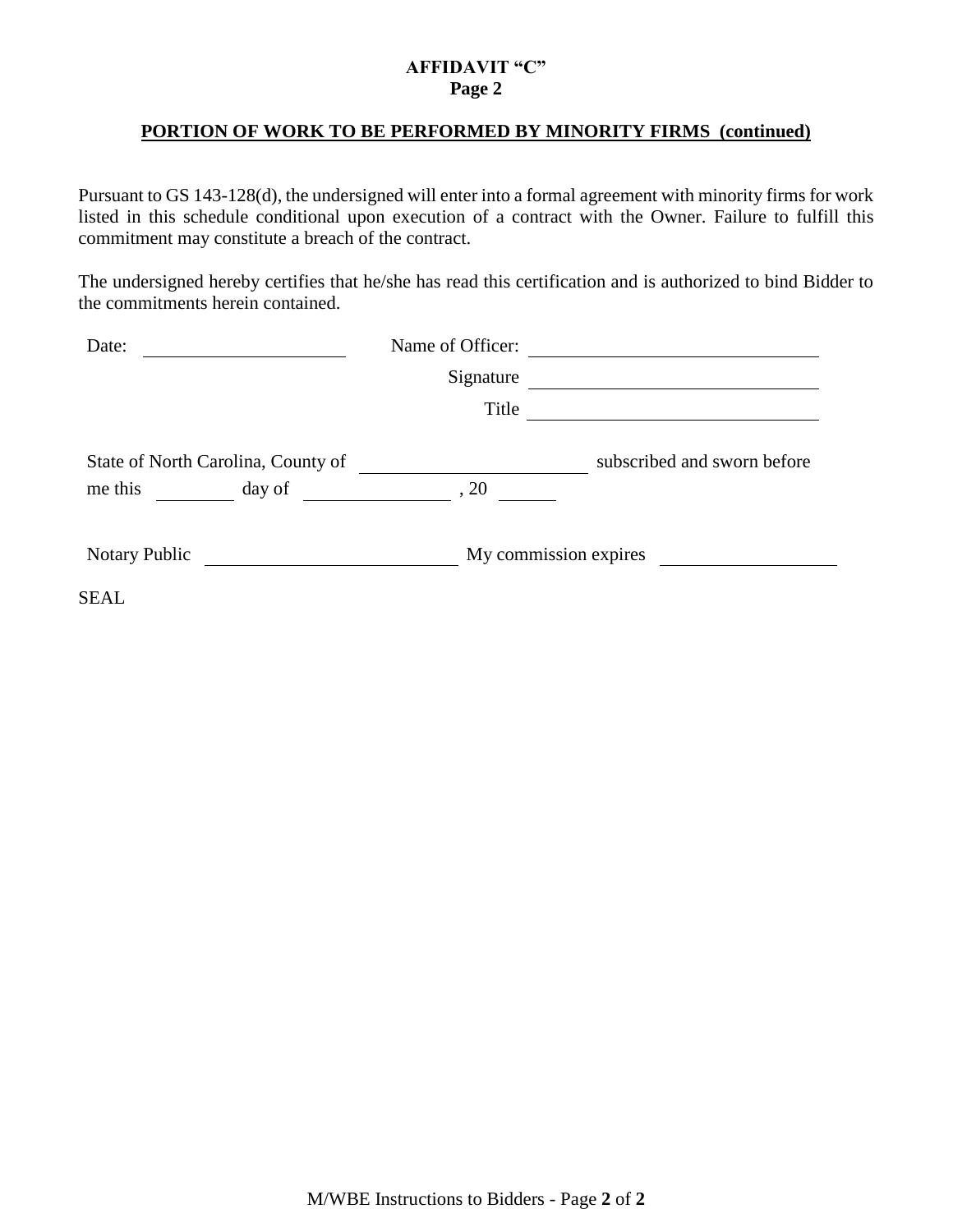**AFFIDAVIT "C"**
**Page 2**

## PORTION OF WORK TO BE PERFORMED BY MINORITY FIRMS (continued)

Pursuant to GS 143-128(d), the undersigned will enter into a formal agreement with minority firms for work listed in this schedule conditional upon execution of a contract with the Owner. Failure to fulfill this commitment may constitute a breach of the contract.

The undersigned hereby certifies that he/she has read this certification and is authorized to bind Bidder to the commitments herein contained.

Date: ____________________ Name of Officer: ______________________________

Signature ______________________________

Title ______________________________

State of North Carolina, County of ______________________ subscribed and sworn before me this ________ day of ______________, 20 ______

Notary Public ________________________ My commission expires ________________

SEAL